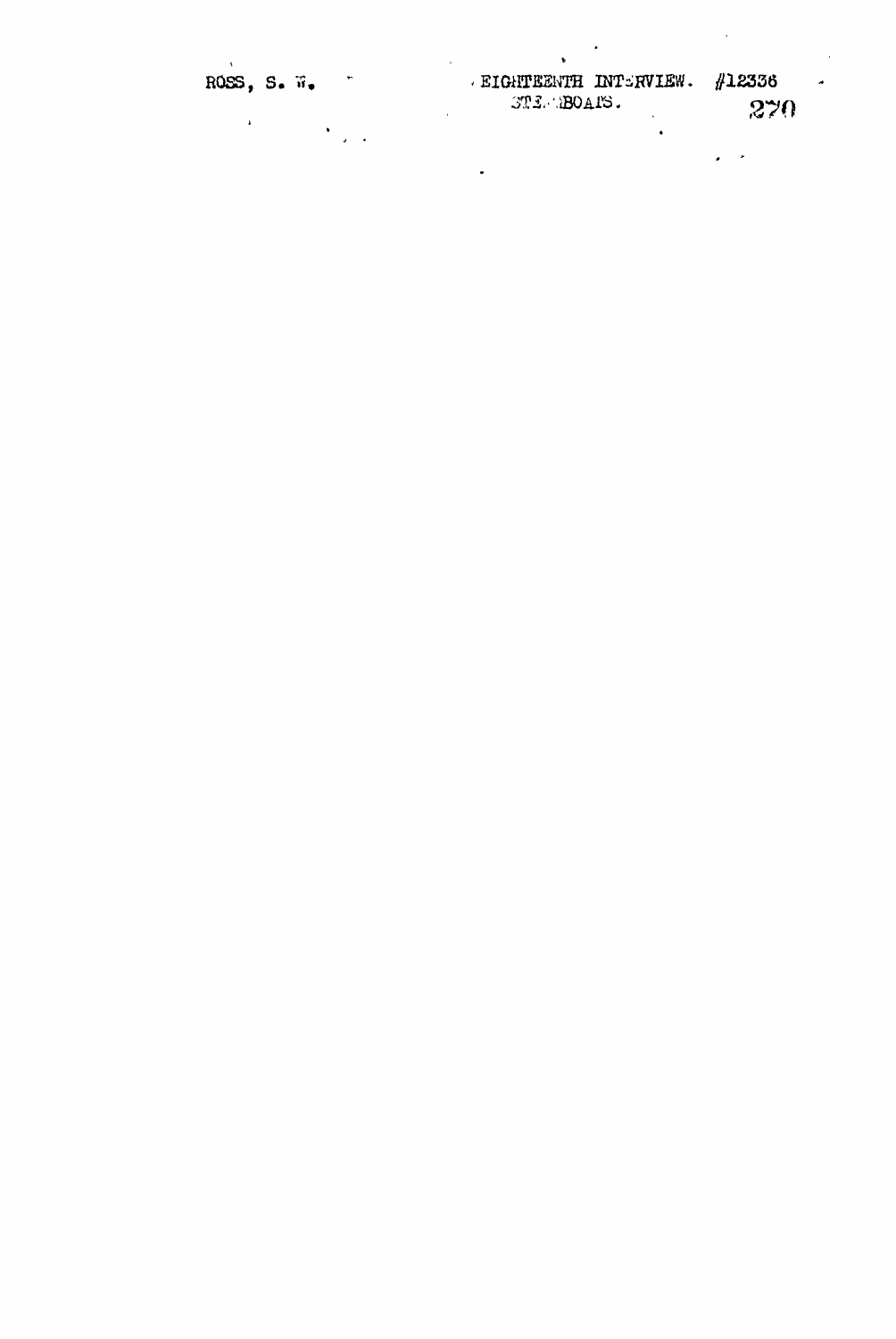ROSS, S. W.

EIGHTEENTH INTERVIEW. #12336

STEAMBOATS.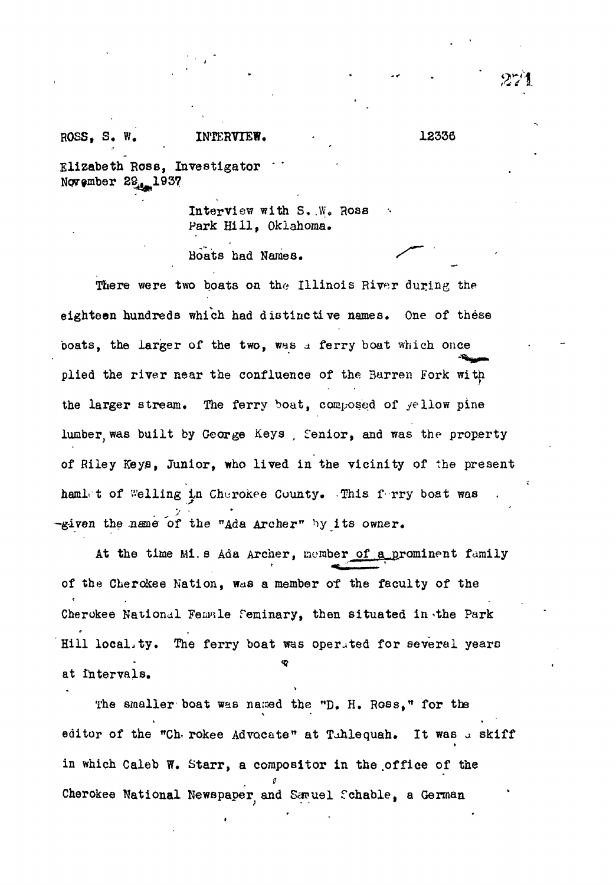ROSS, S. W.  INTERVIEW.  12336

Elizabeth Ross, Investigator
November 29, 1937

Interview with S. W. Ross
Park Hill, Oklahoma.

Boats had Names.

There were two boats on the Illinois River during the eighteen hundreds which had distinctive names. One of these boats, the larger of the two, was a ferry boat which once plied the river near the confluence of the Barren Fork with the larger stream. The ferry boat, composed of yellow pine lumber, was built by George Keys, Senior, and was the property of Riley Keys, Junior, who lived in the vicinity of the present hamlet of Welling in Cherokee County. This ferry boat was given the name of the "Ada Archer" by its owner.

At the time Miss Ada Archer, member of a prominent family of the Cherokee Nation, was a member of the faculty of the Cherokee National Female Seminary, then situated in the Park Hill locality. The ferry boat was operated for several years at intervals.

The smaller boat was named the "D. H. Ross," for the editor of the "Cherokee Advocate" at Tahlequah. It was a skiff in which Caleb W. Starr, a compositor in the office of the Cherokee National Newspaper, and Samuel Schable, a German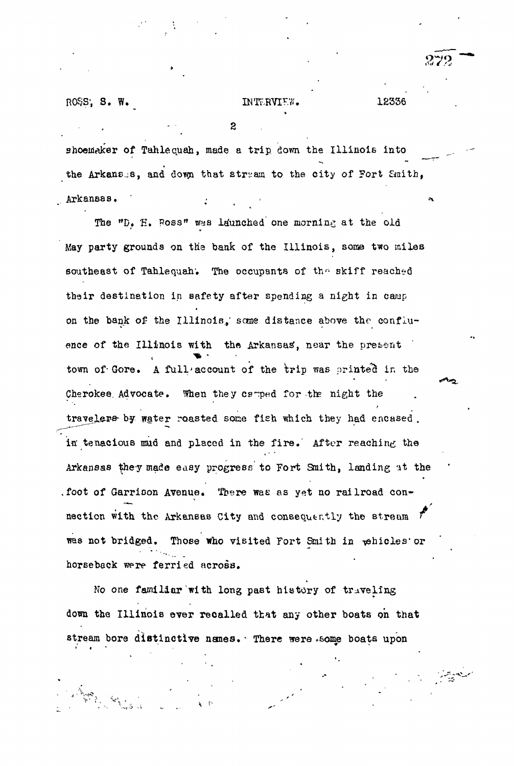shoemaker of Tahlequah, made a trip down the Illinois into the Arkansas, and down that stream to the city of Fort Smith, Arkansas.

The "D. H. Ross" was launched one morning at the old May party grounds on the bank of the Illinois, some two miles southeast of Tahlequah. The occupants of the skiff reached their destination in safety after spending a night in camp on the bank of the Illinois, some distance above the confluence of the Illinois with the Arkansas, near the present town of Gore. A full account of the trip was printed in the Cherokee Advocate. When they camped for the night the travelers by water roasted some fish which they had encased in tenacious mud and placed in the fire. After reaching the Arkansas they made easy progress to Fort Smith, landing at the foot of Garrison Avenue. There was as yet no railroad connection with the Arkansas City and consequently the stream was not bridged. Those who visited Fort Smith in vehicles or horseback were ferried across.

No one familiar with long past history of traveling down the Illinois ever recalled that any other boats on that stream bore distinctive names. There were some boats upon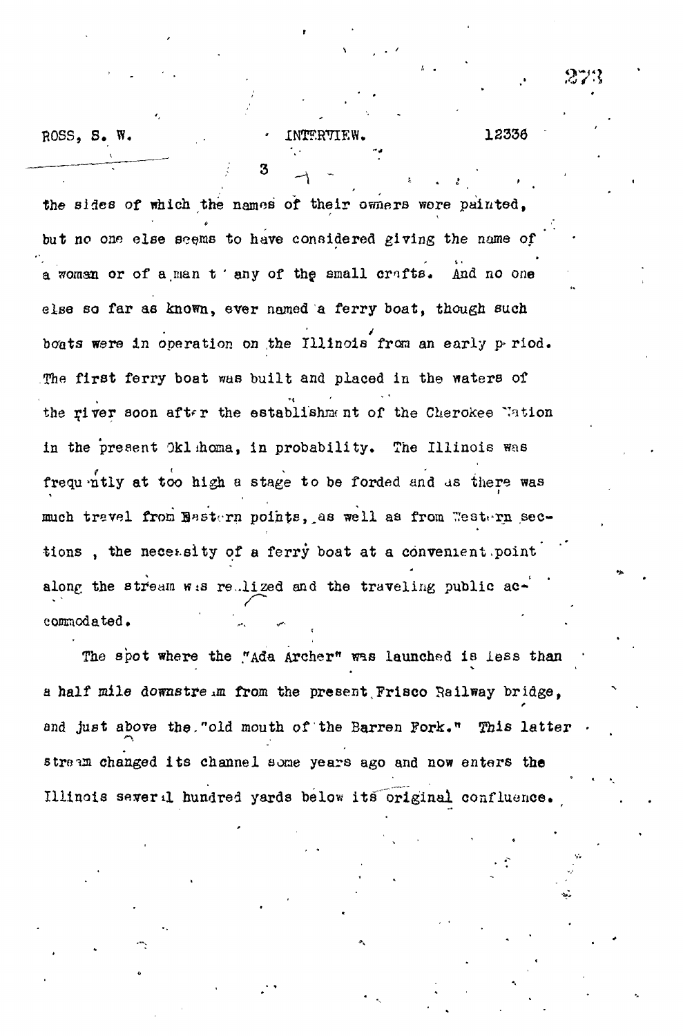the sides of which the names of their owners were painted, but no one else seems to have considered giving the name of a woman or of a man to any of the small crafts. And no one else so far as known, ever named a ferry boat, though such boats were in operation on the Illinois from an early period. The first ferry boat was built and placed in the waters of the river soon after the establishment of the Cherokee Nation in the present Oklahoma, in probability. The Illinois was frequently at too high a stage to be forded and as there was much travel from Eastern points, as well as from Western sections, the necessity of a ferry boat at a convenient point along the stream was realized and the traveling public accommodated.

The spot where the "Ada Archer" was launched is less than a half mile downstream from the present Frisco Railway bridge, and just above the "old mouth of the Barren Fork." This latter stream changed its channel some years ago and now enters the Illinois several hundred yards below its original confluence.